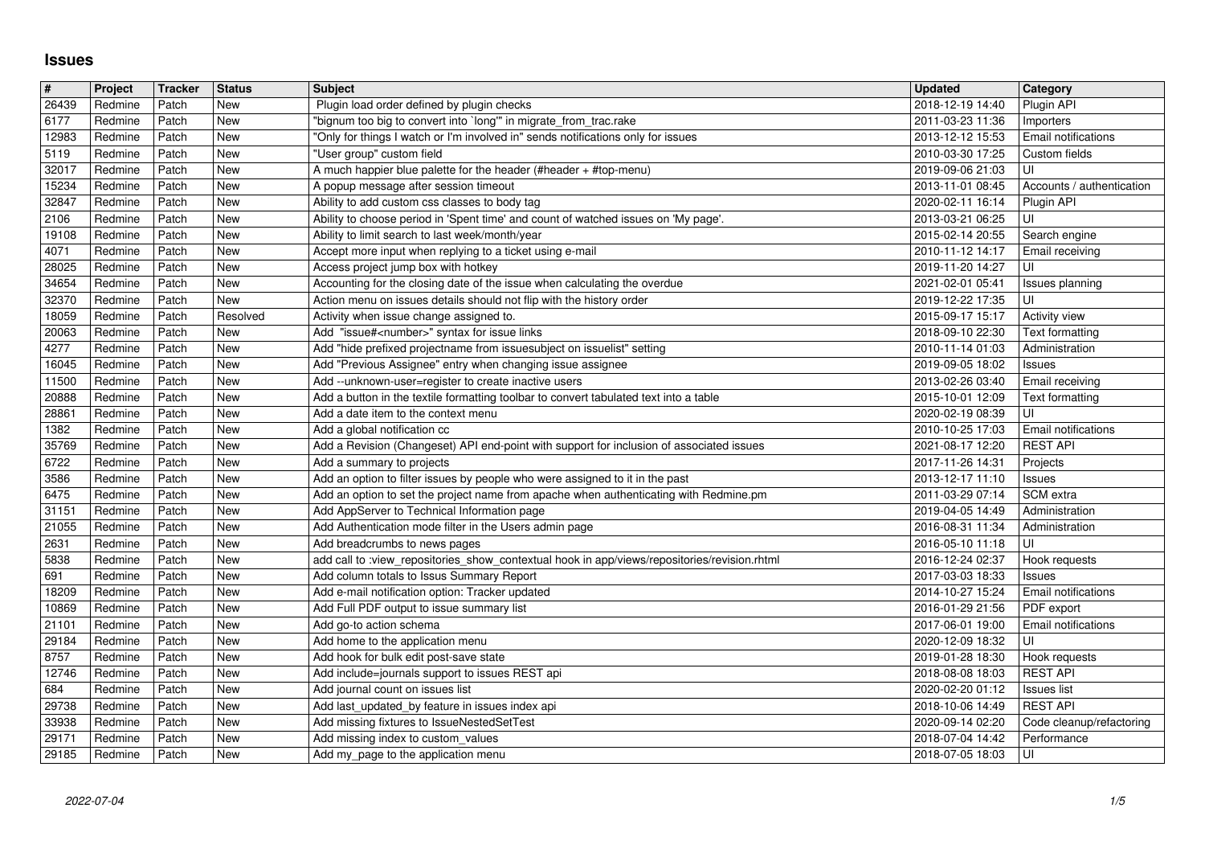# Issues

| # | Project | Tracker | Status | Subject | Updated | Category |
|---|---|---|---|---|---|---|
| 26439 | Redmine | Patch | New | Plugin load order defined by plugin checks | 2018-12-19 14:40 | Plugin API |
| 6177 | Redmine | Patch | New | "bignum too big to convert into `long'" in migrate_from_trac.rake | 2011-03-23 11:36 | Importers |
| 12983 | Redmine | Patch | New | "Only for things I watch or I'm involved in" sends notifications only for issues | 2013-12-12 15:53 | Email notifications |
| 5119 | Redmine | Patch | New | "User group" custom field | 2010-03-30 17:25 | Custom fields |
| 32017 | Redmine | Patch | New | A much happier blue palette for the header (#header + #top-menu) | 2019-09-06 21:03 | UI |
| 15234 | Redmine | Patch | New | A popup message after session timeout | 2013-11-01 08:45 | Accounts / authentication |
| 32847 | Redmine | Patch | New | Ability to add custom css classes to body tag | 2020-02-11 16:14 | Plugin API |
| 2106 | Redmine | Patch | New | Ability to choose period in 'Spent time' and count of watched issues on 'My page'. | 2013-03-21 06:25 | UI |
| 19108 | Redmine | Patch | New | Ability to limit search to last week/month/year | 2015-02-14 20:55 | Search engine |
| 4071 | Redmine | Patch | New | Accept more input when replying to a ticket using e-mail | 2010-11-12 14:17 | Email receiving |
| 28025 | Redmine | Patch | New | Access project jump box with hotkey | 2019-11-20 14:27 | UI |
| 34654 | Redmine | Patch | New | Accounting for the closing date of the issue when calculating the overdue | 2021-02-01 05:41 | Issues planning |
| 32370 | Redmine | Patch | New | Action menu on issues details should not flip with the history order | 2019-12-22 17:35 | UI |
| 18059 | Redmine | Patch | Resolved | Activity when issue change assigned to. | 2015-09-17 15:17 | Activity view |
| 20063 | Redmine | Patch | New | Add "issue#<number>" syntax for issue links | 2018-09-10 22:30 | Text formatting |
| 4277 | Redmine | Patch | New | Add "hide prefixed projectname from issuesubject on issuelist" setting | 2010-11-14 01:03 | Administration |
| 16045 | Redmine | Patch | New | Add "Previous Assignee" entry when changing issue assignee | 2019-09-05 18:02 | Issues |
| 11500 | Redmine | Patch | New | Add --unknown-user=register to create inactive users | 2013-02-26 03:40 | Email receiving |
| 20888 | Redmine | Patch | New | Add a button in the textile formatting toolbar to convert tabulated text into a table | 2015-10-01 12:09 | Text formatting |
| 28861 | Redmine | Patch | New | Add a date item to the context menu | 2020-02-19 08:39 | UI |
| 1382 | Redmine | Patch | New | Add a global notification cc | 2010-10-25 17:03 | Email notifications |
| 35769 | Redmine | Patch | New | Add a Revision (Changeset) API end-point with support for inclusion of associated issues | 2021-08-17 12:20 | REST API |
| 6722 | Redmine | Patch | New | Add a summary to projects | 2017-11-26 14:31 | Projects |
| 3586 | Redmine | Patch | New | Add an option to filter issues by people who were assigned to it in the past | 2013-12-17 11:10 | Issues |
| 6475 | Redmine | Patch | New | Add an option to set the project name from apache when authenticating with Redmine.pm | 2011-03-29 07:14 | SCM extra |
| 31151 | Redmine | Patch | New | Add AppServer to Technical Information page | 2019-04-05 14:49 | Administration |
| 21055 | Redmine | Patch | New | Add Authentication mode filter in the Users admin page | 2016-08-31 11:34 | Administration |
| 2631 | Redmine | Patch | New | Add breadcrumbs to news pages | 2016-05-10 11:18 | UI |
| 5838 | Redmine | Patch | New | add call to :view_repositories_show_contextual hook in app/views/repositories/revision.rhtml | 2016-12-24 02:37 | Hook requests |
| 691 | Redmine | Patch | New | Add column totals to Issus Summary Report | 2017-03-03 18:33 | Issues |
| 18209 | Redmine | Patch | New | Add e-mail notification option: Tracker updated | 2014-10-27 15:24 | Email notifications |
| 10869 | Redmine | Patch | New | Add Full PDF output to issue summary list | 2016-01-29 21:56 | PDF export |
| 21101 | Redmine | Patch | New | Add go-to action schema | 2017-06-01 19:00 | Email notifications |
| 29184 | Redmine | Patch | New | Add home to the application menu | 2020-12-09 18:32 | UI |
| 8757 | Redmine | Patch | New | Add hook for bulk edit post-save state | 2019-01-28 18:30 | Hook requests |
| 12746 | Redmine | Patch | New | Add include=journals support to issues REST api | 2018-08-08 18:03 | REST API |
| 684 | Redmine | Patch | New | Add journal count on issues list | 2020-02-20 01:12 | Issues list |
| 29738 | Redmine | Patch | New | Add last_updated_by feature in issues index api | 2018-10-06 14:49 | REST API |
| 33938 | Redmine | Patch | New | Add missing fixtures to IssueNestedSetTest | 2020-09-14 02:20 | Code cleanup/refactoring |
| 29171 | Redmine | Patch | New | Add missing index to custom_values | 2018-07-04 14:42 | Performance |
| 29185 | Redmine | Patch | New | Add my_page to the application menu | 2018-07-05 18:03 | UI |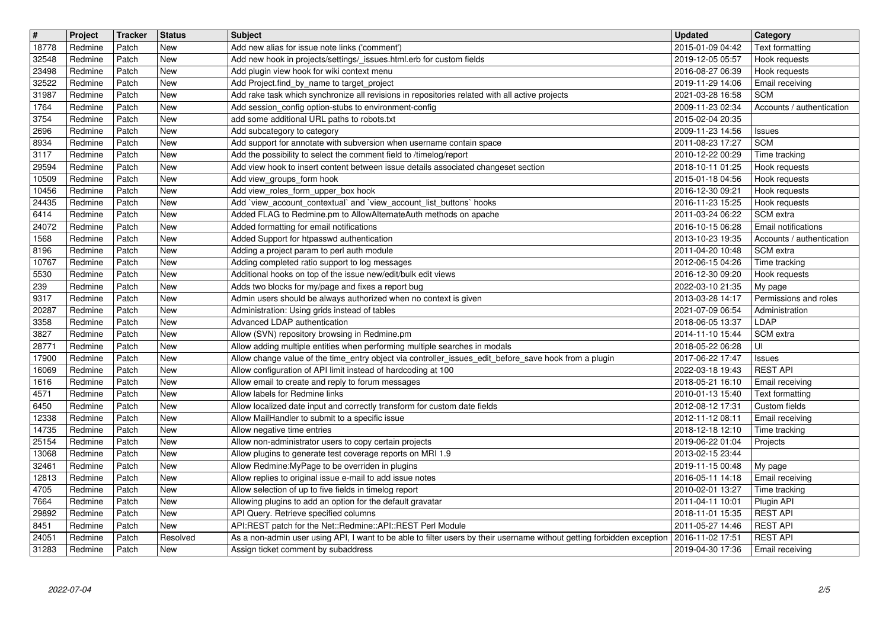| # | Project | Tracker | Status | Subject | Updated | Category |
|---|---|---|---|---|---|---|
| 18778 | Redmine | Patch | New | Add new alias for issue note links ('comment') | 2015-01-09 04:42 | Text formatting |
| 32548 | Redmine | Patch | New | Add new hook in projects/settings/_issues.html.erb for custom fields | 2019-12-05 05:57 | Hook requests |
| 23498 | Redmine | Patch | New | Add plugin view hook for wiki context menu | 2016-08-27 06:39 | Hook requests |
| 32522 | Redmine | Patch | New | Add Project.find_by_name to target_project | 2019-11-29 14:06 | Email receiving |
| 31987 | Redmine | Patch | New | Add rake task which synchronize all revisions in repositories related with all active projects | 2021-03-28 16:58 | SCM |
| 1764 | Redmine | Patch | New | Add session_config option-stubs to environment-config | 2009-11-23 02:34 | Accounts / authentication |
| 3754 | Redmine | Patch | New | add some additional URL paths to robots.txt | 2015-02-04 20:35 | |
| 2696 | Redmine | Patch | New | Add subcategory to category | 2009-11-23 14:56 | Issues |
| 8934 | Redmine | Patch | New | Add support for annotate with subversion when username contain space | 2011-08-23 17:27 | SCM |
| 3117 | Redmine | Patch | New | Add the possibility to select the comment field to /timelog/report | 2010-12-22 00:29 | Time tracking |
| 29594 | Redmine | Patch | New | Add view hook to insert content between issue details associated changeset section | 2018-10-11 01:25 | Hook requests |
| 10509 | Redmine | Patch | New | Add view_groups_form hook | 2015-01-18 04:56 | Hook requests |
| 10456 | Redmine | Patch | New | Add view_roles_form_upper_box hook | 2016-12-30 09:21 | Hook requests |
| 24435 | Redmine | Patch | New | Add `view_account_contextual` and `view_account_list_buttons` hooks | 2016-11-23 15:25 | Hook requests |
| 6414 | Redmine | Patch | New | Added FLAG to Redmine.pm to AllowAlternateAuth methods on apache | 2011-03-24 06:22 | SCM extra |
| 24072 | Redmine | Patch | New | Added formatting for email notifications | 2016-10-15 06:28 | Email notifications |
| 1568 | Redmine | Patch | New | Added Support for htpasswd authentication | 2013-10-23 19:35 | Accounts / authentication |
| 8196 | Redmine | Patch | New | Adding a project param to perl auth module | 2011-04-20 10:48 | SCM extra |
| 10767 | Redmine | Patch | New | Adding completed ratio support to log messages | 2012-06-15 04:26 | Time tracking |
| 5530 | Redmine | Patch | New | Additional hooks on top of the issue new/edit/bulk edit views | 2016-12-30 09:20 | Hook requests |
| 239 | Redmine | Patch | New | Adds two blocks for my/page and fixes a report bug | 2022-03-10 21:35 | My page |
| 9317 | Redmine | Patch | New | Admin users should be always authorized when no context is given | 2013-03-28 14:17 | Permissions and roles |
| 20287 | Redmine | Patch | New | Administration: Using grids instead of tables | 2021-07-09 06:54 | Administration |
| 3358 | Redmine | Patch | New | Advanced LDAP authentication | 2018-06-05 13:37 | LDAP |
| 3827 | Redmine | Patch | New | Allow (SVN) repository browsing in Redmine.pm | 2014-11-10 15:44 | SCM extra |
| 28771 | Redmine | Patch | New | Allow adding multiple entities when performing multiple searches in modals | 2018-05-22 06:28 | UI |
| 17900 | Redmine | Patch | New | Allow change value of the time_entry object via controller_issues_edit_before_save hook from a plugin | 2017-06-22 17:47 | Issues |
| 16069 | Redmine | Patch | New | Allow configuration of API limit instead of hardcoding at 100 | 2022-03-18 19:43 | REST API |
| 1616 | Redmine | Patch | New | Allow email to create and reply to forum messages | 2018-05-21 16:10 | Email receiving |
| 4571 | Redmine | Patch | New | Allow labels for Redmine links | 2010-01-13 15:40 | Text formatting |
| 6450 | Redmine | Patch | New | Allow localized date input and correctly transform for custom date fields | 2012-08-12 17:31 | Custom fields |
| 12338 | Redmine | Patch | New | Allow MailHandler to submit to a specific issue | 2012-11-12 08:11 | Email receiving |
| 14735 | Redmine | Patch | New | Allow negative time entries | 2018-12-18 12:10 | Time tracking |
| 25154 | Redmine | Patch | New | Allow non-administrator users to copy certain projects | 2019-06-22 01:04 | Projects |
| 13068 | Redmine | Patch | New | Allow plugins to generate test coverage reports on MRI 1.9 | 2013-02-15 23:44 | |
| 32461 | Redmine | Patch | New | Allow Redmine:MyPage to be overriden in plugins | 2019-11-15 00:48 | My page |
| 12813 | Redmine | Patch | New | Allow replies to original issue e-mail to add issue notes | 2016-05-11 14:18 | Email receiving |
| 4705 | Redmine | Patch | New | Allow selection of up to five fields in timelog report | 2010-02-01 13:27 | Time tracking |
| 7664 | Redmine | Patch | New | Allowing plugins to add an option for the default gravatar | 2011-04-11 10:01 | Plugin API |
| 29892 | Redmine | Patch | New | API Query. Retrieve specified columns | 2018-11-01 15:35 | REST API |
| 8451 | Redmine | Patch | New | API:REST patch for the Net::Redmine::API::REST Perl Module | 2011-05-27 14:46 | REST API |
| 24051 | Redmine | Patch | Resolved | As a non-admin user using API, I want to be able to filter users by their username without getting forbidden exception | 2016-11-02 17:51 | REST API |
| 31283 | Redmine | Patch | New | Assign ticket comment by subaddress | 2019-04-30 17:36 | Email receiving |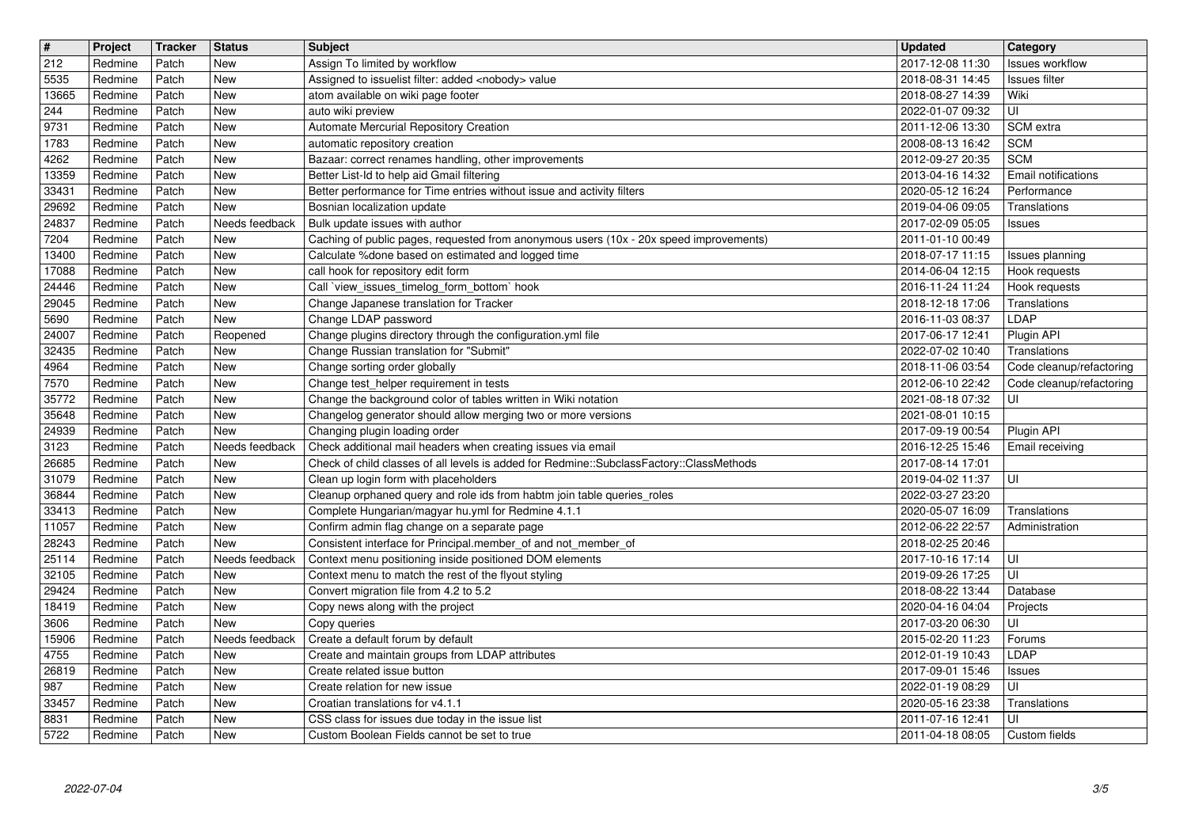| # | Project | Tracker | Status | Subject | Updated | Category |
|---|---|---|---|---|---|---|
| 212 | Redmine | Patch | New | Assign To limited by workflow | 2017-12-08 11:30 | Issues workflow |
| 5535 | Redmine | Patch | New | Assigned to issuelist filter: added <nobody> value | 2018-08-31 14:45 | Issues filter |
| 13665 | Redmine | Patch | New | atom available on wiki page footer | 2018-08-27 14:39 | Wiki |
| 244 | Redmine | Patch | New | auto wiki preview | 2022-01-07 09:32 | UI |
| 9731 | Redmine | Patch | New | Automate Mercurial Repository Creation | 2011-12-06 13:30 | SCM extra |
| 1783 | Redmine | Patch | New | automatic repository creation | 2008-08-13 16:42 | SCM |
| 4262 | Redmine | Patch | New | Bazaar: correct renames handling, other improvements | 2012-09-27 20:35 | SCM |
| 13359 | Redmine | Patch | New | Better List-Id to help aid Gmail filtering | 2013-04-16 14:32 | Email notifications |
| 33431 | Redmine | Patch | New | Better performance for Time entries without issue and activity filters | 2020-05-12 16:24 | Performance |
| 29692 | Redmine | Patch | New | Bosnian localization update | 2019-04-06 09:05 | Translations |
| 24837 | Redmine | Patch | Needs feedback | Bulk update issues with author | 2017-02-09 05:05 | Issues |
| 7204 | Redmine | Patch | New | Caching of public pages, requested from anonymous users (10x - 20x speed improvements) | 2011-01-10 00:49 | |
| 13400 | Redmine | Patch | New | Calculate %done based on estimated and logged time | 2018-07-17 11:15 | Issues planning |
| 17088 | Redmine | Patch | New | call hook for repository edit form | 2014-06-04 12:15 | Hook requests |
| 24446 | Redmine | Patch | New | Call `view_issues_timelog_form_bottom` hook | 2016-11-24 11:24 | Hook requests |
| 29045 | Redmine | Patch | New | Change Japanese translation for Tracker | 2018-12-18 17:06 | Translations |
| 5690 | Redmine | Patch | New | Change LDAP password | 2016-11-03 08:37 | LDAP |
| 24007 | Redmine | Patch | Reopened | Change plugins directory through the configuration.yml file | 2017-06-17 12:41 | Plugin API |
| 32435 | Redmine | Patch | New | Change Russian translation for "Submit" | 2022-07-02 10:40 | Translations |
| 4964 | Redmine | Patch | New | Change sorting order globally | 2018-11-06 03:54 | Code cleanup/refactoring |
| 7570 | Redmine | Patch | New | Change test_helper requirement in tests | 2012-06-10 22:42 | Code cleanup/refactoring |
| 35772 | Redmine | Patch | New | Change the background color of tables written in Wiki notation | 2021-08-18 07:32 | UI |
| 35648 | Redmine | Patch | New | Changelog generator should allow merging two or more versions | 2021-08-01 10:15 | |
| 24939 | Redmine | Patch | New | Changing plugin loading order | 2017-09-19 00:54 | Plugin API |
| 3123 | Redmine | Patch | Needs feedback | Check additional mail headers when creating issues via email | 2016-12-25 15:46 | Email receiving |
| 26685 | Redmine | Patch | New | Check of child classes of all levels is added for Redmine::SubclassFactory::ClassMethods | 2017-08-14 17:01 | |
| 31079 | Redmine | Patch | New | Clean up login form with placeholders | 2019-04-02 11:37 | UI |
| 36844 | Redmine | Patch | New | Cleanup orphaned query and role ids from habtm join table queries_roles | 2022-03-27 23:20 | |
| 33413 | Redmine | Patch | New | Complete Hungarian/magyar hu.yml for Redmine 4.1.1 | 2020-05-07 16:09 | Translations |
| 11057 | Redmine | Patch | New | Confirm admin flag change on a separate page | 2012-06-22 22:57 | Administration |
| 28243 | Redmine | Patch | New | Consistent interface for Principal.member_of and not_member_of | 2018-02-25 20:46 | |
| 25114 | Redmine | Patch | Needs feedback | Context menu positioning inside positioned DOM elements | 2017-10-16 17:14 | UI |
| 32105 | Redmine | Patch | New | Context menu to match the rest of the flyout styling | 2019-09-26 17:25 | UI |
| 29424 | Redmine | Patch | New | Convert migration file from 4.2 to 5.2 | 2018-08-22 13:44 | Database |
| 18419 | Redmine | Patch | New | Copy news along with the project | 2020-04-16 04:04 | Projects |
| 3606 | Redmine | Patch | New | Copy queries | 2017-03-20 06:30 | UI |
| 15906 | Redmine | Patch | Needs feedback | Create a default forum by default | 2015-02-20 11:23 | Forums |
| 4755 | Redmine | Patch | New | Create and maintain groups from LDAP attributes | 2012-01-19 10:43 | LDAP |
| 26819 | Redmine | Patch | New | Create related issue button | 2017-09-01 15:46 | Issues |
| 987 | Redmine | Patch | New | Create relation for new issue | 2022-01-19 08:29 | UI |
| 33457 | Redmine | Patch | New | Croatian translations for v4.1.1 | 2020-05-16 23:38 | Translations |
| 8831 | Redmine | Patch | New | CSS class for issues due today in the issue list | 2011-07-16 12:41 | UI |
| 5722 | Redmine | Patch | New | Custom Boolean Fields cannot be set to true | 2011-04-18 08:05 | Custom fields |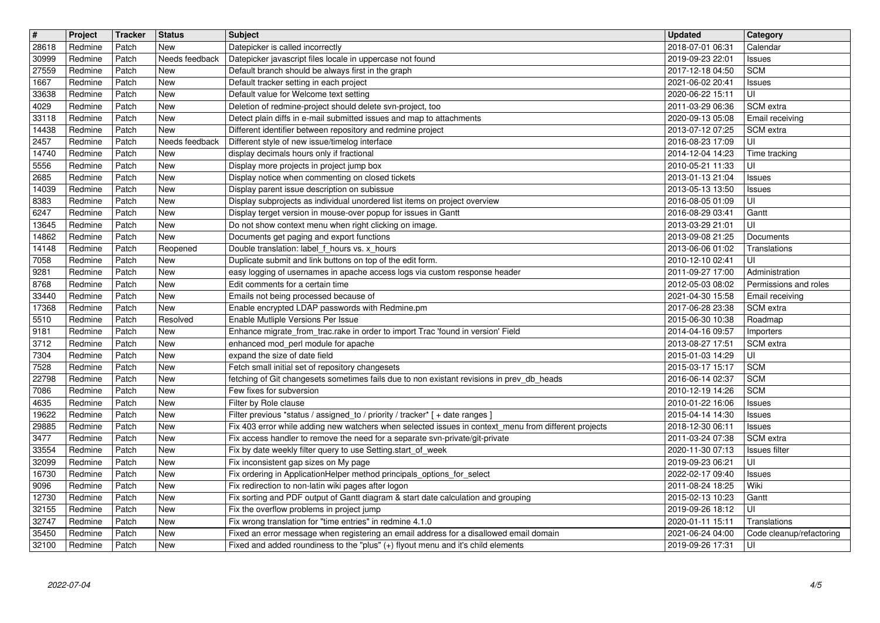| # | Project | Tracker | Status | Subject | Updated | Category |
|---|---|---|---|---|---|---|
| 28618 | Redmine | Patch | New | Datepicker is called incorrectly | 2018-07-01 06:31 | Calendar |
| 30999 | Redmine | Patch | Needs feedback | Datepicker javascript files locale in uppercase not found | 2019-09-23 22:01 | Issues |
| 27559 | Redmine | Patch | New | Default branch should be always first in the graph | 2017-12-18 04:50 | SCM |
| 1667 | Redmine | Patch | New | Default tracker setting in each project | 2021-06-02 20:41 | Issues |
| 33638 | Redmine | Patch | New | Default value for Welcome text setting | 2020-06-22 15:11 | UI |
| 4029 | Redmine | Patch | New | Deletion of redmine-project should delete svn-project, too | 2011-03-29 06:36 | SCM extra |
| 33118 | Redmine | Patch | New | Detect plain diffs in e-mail submitted issues and map to attachments | 2020-09-13 05:08 | Email receiving |
| 14438 | Redmine | Patch | New | Different identifier between repository and redmine project | 2013-07-12 07:25 | SCM extra |
| 2457 | Redmine | Patch | Needs feedback | Different style of new issue/timelog interface | 2016-08-23 17:09 | UI |
| 14740 | Redmine | Patch | New | display decimals hours only if fractional | 2014-12-04 14:23 | Time tracking |
| 5556 | Redmine | Patch | New | Display more projects in project jump box | 2010-05-21 11:33 | UI |
| 2685 | Redmine | Patch | New | Display notice when commenting on closed tickets | 2013-01-13 21:04 | Issues |
| 14039 | Redmine | Patch | New | Display parent issue description on subissue | 2013-05-13 13:50 | Issues |
| 8383 | Redmine | Patch | New | Display subprojects as individual unordered list items on project overview | 2016-08-05 01:09 | UI |
| 6247 | Redmine | Patch | New | Display terget version in mouse-over popup for issues in Gantt | 2016-08-29 03:41 | Gantt |
| 13645 | Redmine | Patch | New | Do not show context menu when right clicking on image. | 2013-03-29 21:01 | UI |
| 14862 | Redmine | Patch | New | Documents get paging and export functions | 2013-09-08 21:25 | Documents |
| 14148 | Redmine | Patch | Reopened | Double translation: label_f_hours vs. x_hours | 2013-06-06 01:02 | Translations |
| 7058 | Redmine | Patch | New | Duplicate submit and link buttons on top of the edit form. | 2010-12-10 02:41 | UI |
| 9281 | Redmine | Patch | New | easy logging of usernames in apache access logs via custom response header | 2011-09-27 17:00 | Administration |
| 8768 | Redmine | Patch | New | Edit comments for a certain time | 2012-05-03 08:02 | Permissions and roles |
| 33440 | Redmine | Patch | New | Emails not being processed because of | 2021-04-30 15:58 | Email receiving |
| 17368 | Redmine | Patch | New | Enable encrypted LDAP passwords with Redmine.pm | 2017-06-28 23:38 | SCM extra |
| 5510 | Redmine | Patch | Resolved | Enable Mutliple Versions Per Issue | 2015-06-30 10:38 | Roadmap |
| 9181 | Redmine | Patch | New | Enhance migrate_from_trac.rake in order to import Trac 'found in version' Field | 2014-04-16 09:57 | Importers |
| 3712 | Redmine | Patch | New | enhanced mod_perl module for apache | 2013-08-27 17:51 | SCM extra |
| 7304 | Redmine | Patch | New | expand the size of date field | 2015-01-03 14:29 | UI |
| 7528 | Redmine | Patch | New | Fetch small initial set of repository changesets | 2015-03-17 15:17 | SCM |
| 22798 | Redmine | Patch | New | fetching of Git changesets sometimes fails due to non existant revisions in prev_db_heads | 2016-06-14 02:37 | SCM |
| 7086 | Redmine | Patch | New | Few fixes for subversion | 2010-12-19 14:26 | SCM |
| 4635 | Redmine | Patch | New | Filter by Role clause | 2010-01-22 16:06 | Issues |
| 19622 | Redmine | Patch | New | Filter previous *status / assigned_to / priority / tracker* [ + date ranges ] | 2015-04-14 14:30 | Issues |
| 29885 | Redmine | Patch | New | Fix 403 error while adding new watchers when selected issues in context_menu from different projects | 2018-12-30 06:11 | Issues |
| 3477 | Redmine | Patch | New | Fix access handler to remove the need for a separate svn-private/git-private | 2011-03-24 07:38 | SCM extra |
| 33554 | Redmine | Patch | New | Fix by date weekly filter query to use Setting.start_of_week | 2020-11-30 07:13 | Issues filter |
| 32099 | Redmine | Patch | New | Fix inconsistent gap sizes on My page | 2019-09-23 06:21 | UI |
| 16730 | Redmine | Patch | New | Fix ordering in ApplicationHelper method principals_options_for_select | 2022-02-17 09:40 | Issues |
| 9096 | Redmine | Patch | New | Fix redirection to non-latin wiki pages after logon | 2011-08-24 18:25 | Wiki |
| 12730 | Redmine | Patch | New | Fix sorting and PDF output of Gantt diagram & start date calculation and grouping | 2015-02-13 10:23 | Gantt |
| 32155 | Redmine | Patch | New | Fix the overflow problems in project jump | 2019-09-26 18:12 | UI |
| 32747 | Redmine | Patch | New | Fix wrong translation for "time entries" in redmine 4.1.0 | 2020-01-11 15:11 | Translations |
| 35450 | Redmine | Patch | New | Fixed an error message when registering an email address for a disallowed email domain | 2021-06-24 04:00 | Code cleanup/refactoring |
| 32100 | Redmine | Patch | New | Fixed and added roundiness to the "plus" (+) flyout menu and it's child elements | 2019-09-26 17:31 | UI |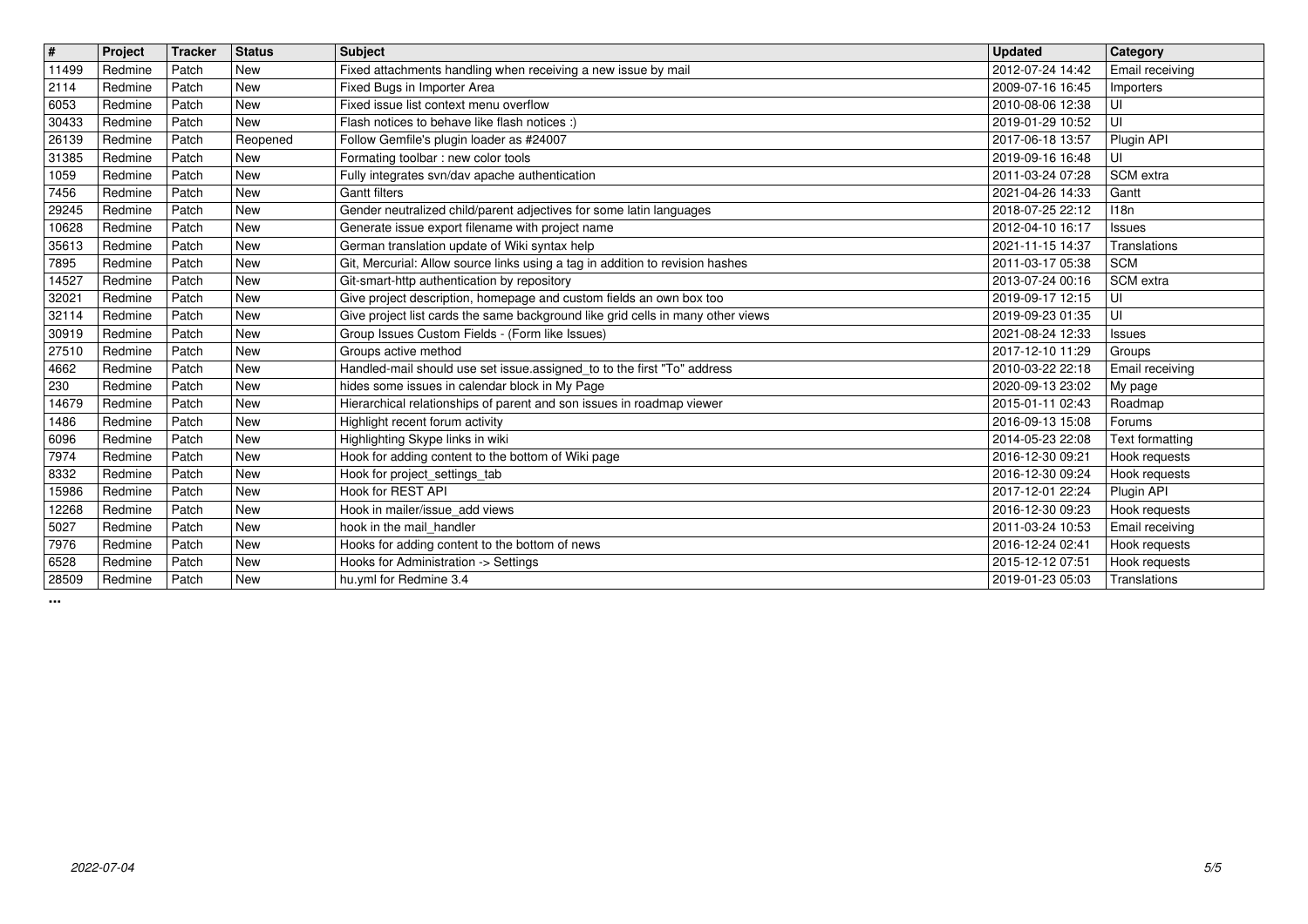| # | Project | Tracker | Status | Subject | Updated | Category |
|---|---|---|---|---|---|---|
| 11499 | Redmine | Patch | New | Fixed attachments handling when receiving a new issue by mail | 2012-07-24 14:42 | Email receiving |
| 2114 | Redmine | Patch | New | Fixed Bugs in Importer Area | 2009-07-16 16:45 | Importers |
| 6053 | Redmine | Patch | New | Fixed issue list context menu overflow | 2010-08-06 12:38 | UI |
| 30433 | Redmine | Patch | New | Flash notices to behave like flash notices :) | 2019-01-29 10:52 | UI |
| 26139 | Redmine | Patch | Reopened | Follow Gemfile's plugin loader as #24007 | 2017-06-18 13:57 | Plugin API |
| 31385 | Redmine | Patch | New | Formating toolbar : new color tools | 2019-09-16 16:48 | UI |
| 1059 | Redmine | Patch | New | Fully integrates svn/dav apache authentication | 2011-03-24 07:28 | SCM extra |
| 7456 | Redmine | Patch | New | Gantt filters | 2021-04-26 14:33 | Gantt |
| 29245 | Redmine | Patch | New | Gender neutralized child/parent adjectives for some latin languages | 2018-07-25 22:12 | I18n |
| 10628 | Redmine | Patch | New | Generate issue export filename with project name | 2012-04-10 16:17 | Issues |
| 35613 | Redmine | Patch | New | German translation update of Wiki syntax help | 2021-11-15 14:37 | Translations |
| 7895 | Redmine | Patch | New | Git, Mercurial: Allow source links using a tag in addition to revision hashes | 2011-03-17 05:38 | SCM |
| 14527 | Redmine | Patch | New | Git-smart-http authentication by repository | 2013-07-24 00:16 | SCM extra |
| 32021 | Redmine | Patch | New | Give project description, homepage and custom fields an own box too | 2019-09-17 12:15 | UI |
| 32114 | Redmine | Patch | New | Give project list cards the same background like grid cells in many other views | 2019-09-23 01:35 | UI |
| 30919 | Redmine | Patch | New | Group Issues Custom Fields - (Form like Issues) | 2021-08-24 12:33 | Issues |
| 27510 | Redmine | Patch | New | Groups active method | 2017-12-10 11:29 | Groups |
| 4662 | Redmine | Patch | New | Handled-mail should use set issue.assigned_to to the first "To" address | 2010-03-22 22:18 | Email receiving |
| 230 | Redmine | Patch | New | hides some issues in calendar block in My Page | 2020-09-13 23:02 | My page |
| 14679 | Redmine | Patch | New | Hierarchical relationships of parent and son issues in roadmap viewer | 2015-01-11 02:43 | Roadmap |
| 1486 | Redmine | Patch | New | Highlight recent forum activity | 2016-09-13 15:08 | Forums |
| 6096 | Redmine | Patch | New | Highlighting Skype links in wiki | 2014-05-23 22:08 | Text formatting |
| 7974 | Redmine | Patch | New | Hook for adding content to the bottom of Wiki page | 2016-12-30 09:21 | Hook requests |
| 8332 | Redmine | Patch | New | Hook for project_settings_tab | 2016-12-30 09:24 | Hook requests |
| 15986 | Redmine | Patch | New | Hook for REST API | 2017-12-01 22:24 | Plugin API |
| 12268 | Redmine | Patch | New | Hook in mailer/issue_add views | 2016-12-30 09:23 | Hook requests |
| 5027 | Redmine | Patch | New | hook in the mail_handler | 2011-03-24 10:53 | Email receiving |
| 7976 | Redmine | Patch | New | Hooks for adding content to the bottom of news | 2016-12-24 02:41 | Hook requests |
| 6528 | Redmine | Patch | New | Hooks for Administration -> Settings | 2015-12-12 07:51 | Hook requests |
| 28509 | Redmine | Patch | New | hu.yml for Redmine 3.4 | 2019-01-23 05:03 | Translations |

...